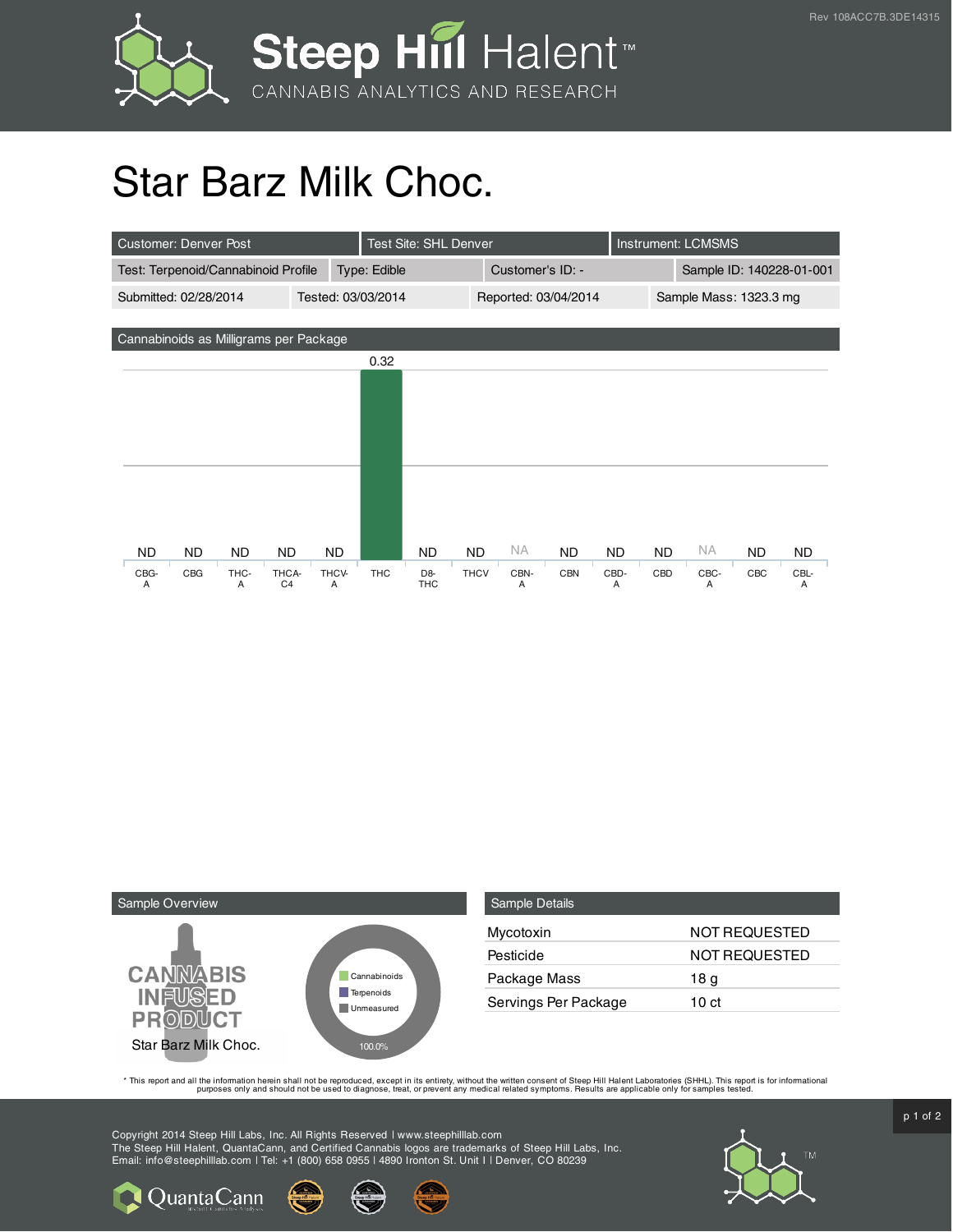# Star Barz Milk Choc.

| Customer: Denver Post | Test Site: SHL Denver | Instrument: LCMSMS | |
|---|---|---|---|
| Test: Terpenoid/Cannabinoid Profile | Type: Edible | Customer's ID: - | Sample ID: 140228-01-001 |
| Submitted: 02/28/2014 | Tested: 03/03/2014 | Reported: 03/04/2014 | Sample Mass: 1323.3 mg |

## Cannabinoids as Milligrams per Package

| CBG-A | CBG | THC-A | THCA-C4 | THCV-A | THC | D8-THC | THCV | CBN-A | CBN | CBD-A | CBD | CBC-A | CBC | CBL-A |
|---|---|---|---|---|---|---|---|---|---|---|---|---|---|---|
| ND | ND | ND | ND | ND | 0.32 | ND | ND | NA | ND | ND | ND | NA | ND | ND |

## Sample Overview

CANNABIS INFUSED PRODUCT

Star Barz Milk Choc.

Cannabinoids
Terpenoids
Unmeasured

100.0%

## Sample Details

| | |
|---|---|
| Mycotoxin | NOT REQUESTED |
| Pesticide | NOT REQUESTED |
| Package Mass | 18 g |
| Servings Per Package | 10 ct |

* This report and all the information herein shall not be reproduced, except in its entirety, without the written consent of Steep Hill Halent Laboratories (SHHL). This report is for informational purposes only and should not be used to diagnose, treat, or prevent any medical related symptoms. Results are applicable only for samples tested.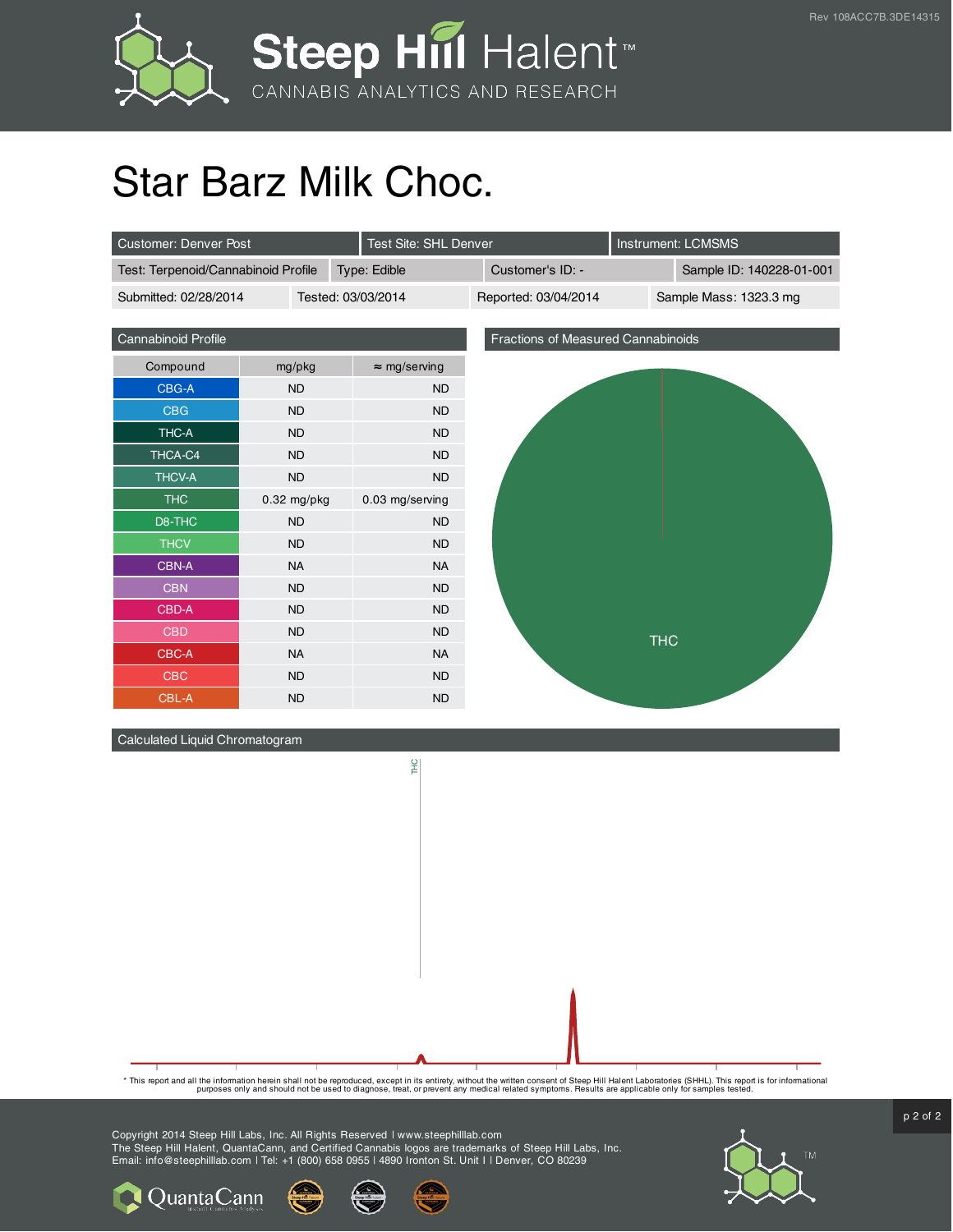# Star Barz Milk Choc.

| | | |
|---|---|---|
| Customer: Denver Post | Test Site: SHL Denver | Instrument: LCMSMS |

| | | | |
|---|---|---|---|
| Test: Terpenoid/Cannabinoid Profile | Type: Edible | Customer's ID: - | Sample ID: 140228-01-001 |
| Submitted: 02/28/2014 | Tested: 03/03/2014 | Reported: 03/04/2014 | Sample Mass: 1323.3 mg |

## Cannabinoid Profile

| Compound | mg/pkg | ≈ mg/serving |
|---|---|---|
| CBG-A | ND | ND |
| CBG | ND | ND |
| THC-A | ND | ND |
| THCA-C4 | ND | ND |
| THCV-A | ND | ND |
| THC | 0.32 mg/pkg | 0.03 mg/serving |
| D8-THC | ND | ND |
| THCV | ND | ND |
| CBN-A | NA | NA |
| CBN | ND | ND |
| CBD-A | ND | ND |
| CBD | ND | ND |
| CBC-A | NA | NA |
| CBC | ND | ND |
| CBL-A | ND | ND |

## Fractions of Measured Cannabinoids

THC

## Calculated Liquid Chromatogram

THC

* This report and all the information herein shall not be reproduced, except in its entirety, without the written consent of Steep Hill Halent Laboratories (SHHL). This report is for informational purposes only and should not be used to diagnose, treat, or prevent any medical related symptoms. Results are applicable only for samples tested.

Copyright 2014 Steep Hill Labs, Inc. All Rights Reserved | www.steephilllab.com
The Steep Hill Halent, QuantaCann, and Certified Cannabis logos are trademarks of Steep Hill Labs, Inc.
Email: info@steephilllab.com | Tel: +1 (800) 658 0955 | 4890 Ironton St. Unit I | Denver, CO 80239